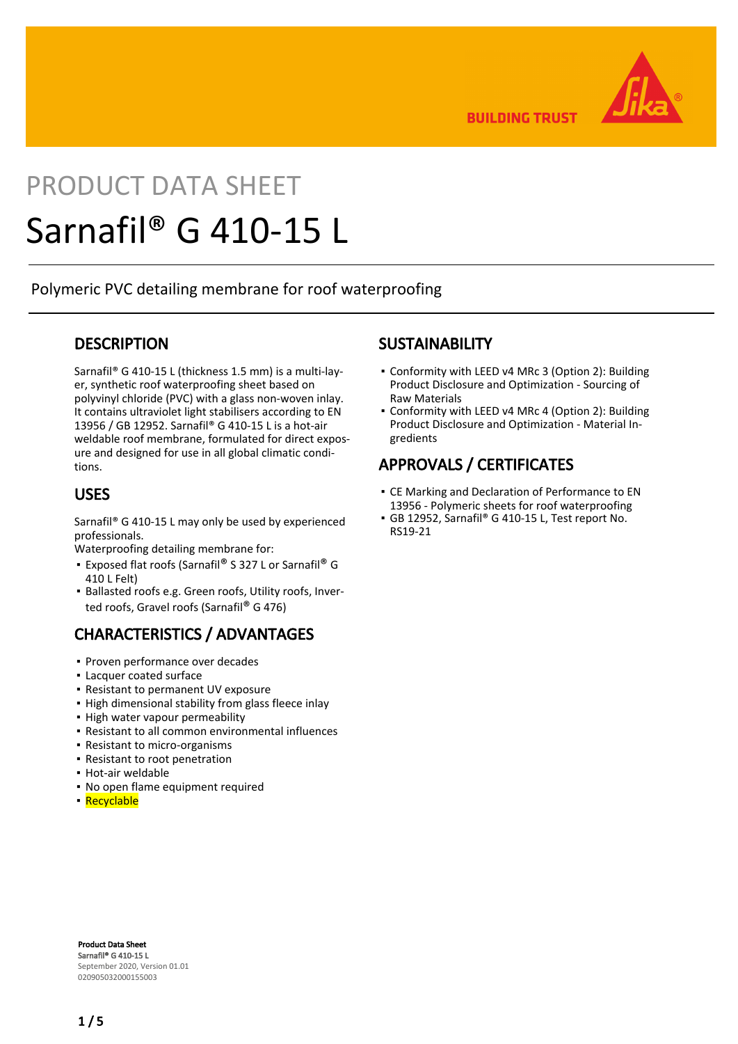PRODUCT DATA SHEET

# Sarnafil® G 410-15 L

Polymeric PVC detailing membrane for roof waterproofing

## DESCRIPTION

Sarnafil® G 410-15 L (thickness 1.5 mm) is a multi-layer, synthetic roof waterproofing sheet based on polyvinyl chloride (PVC) with a glass non-woven inlay. It contains ultraviolet light stabilisers according to EN 13956 / GB 12952. Sarnafil® G 410-15 L is a hot-air weldable roof membrane, formulated for direct exposure and designed for use in all global climatic conditions.

## USES

Sarnafil® G 410-15 L may only be used by experienced professionals.

Waterproofing detailing membrane for:

- Exposed flat roofs (Sarnafil® S 327 L or Sarnafil® G 410 L Felt)
- Ballasted roofs e.g. Green roofs, Utility roofs, Inverted roofs, Gravel roofs (Sarnafil® G 476)

## CHARACTERISTICS / ADVANTAGES

- Proven performance over decades
- Lacquer coated surface
- Resistant to permanent UV exposure
- High dimensional stability from glass fleece inlay
- High water vapour permeability
- Resistant to all common environmental influences
- Resistant to micro-organisms
- Resistant to root penetration
- Hot-air weldable
- No open flame equipment required
- Recyclable

## SUSTAINABILITY

- Conformity with LEED v4 MRc 3 (Option 2): Building Product Disclosure and Optimization - Sourcing of Raw Materials
- Conformity with LEED v4 MRc 4 (Option 2): Building Product Disclosure and Optimization - Material Ingredients

## APPROVALS / CERTIFICATES

- CE Marking and Declaration of Performance to EN 13956 - Polymeric sheets for roof waterproofing
- GB 12952, Sarnafil® G 410-15 L, Test report No. RS19-21

**Product Data Sheet**
**Sarnafil® G 410-15 L**
September 2020, Version 01.01
020905032000155003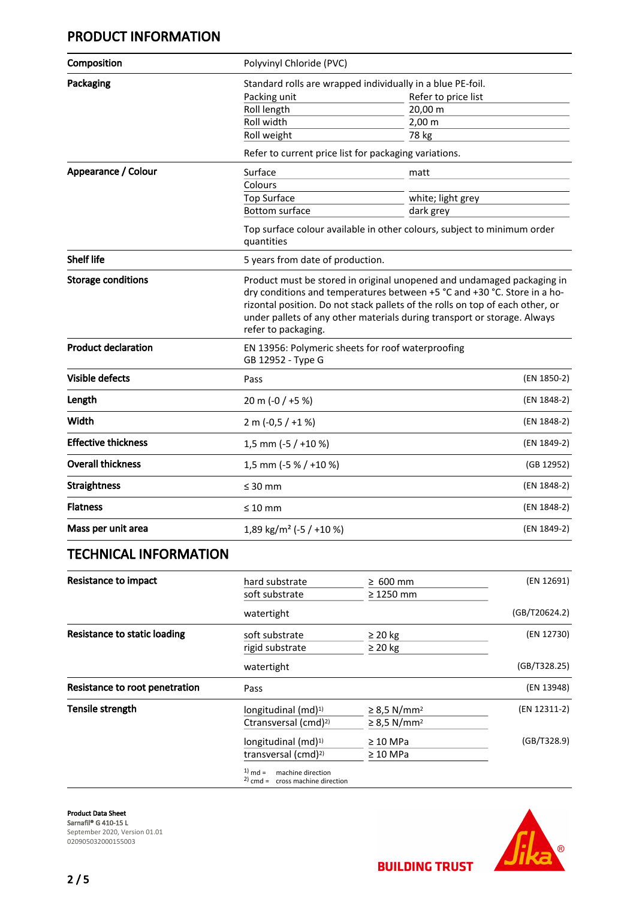## PRODUCT INFORMATION

| | | |
|---|---|---|
| **Composition** | Polyvinyl Chloride (PVC) | |
| **Packaging** | Standard rolls are wrapped individually in a blue PE-foil.<br>Packing unit: Refer to price list<br>Roll length: 20,00 m<br>Roll width: 2,00 m<br>Roll weight: 78 kg<br><br>Refer to current price list for packaging variations. | |
| **Appearance / Colour** | Surface: matt<br>Colours<br>Top Surface: white; light grey<br>Bottom surface: dark grey<br><br>Top surface colour available in other colours, subject to minimum order quantities | |
| **Shelf life** | 5 years from date of production. | |
| **Storage conditions** | Product must be stored in original unopened and undamaged packaging in dry conditions and temperatures between +5 °C and +30 °C. Store in a horizontal position. Do not stack pallets of the rolls on top of each other, or under pallets of any other materials during transport or storage. Always refer to packaging. | |
| **Product declaration** | EN 13956: Polymeric sheets for roof waterproofing<br>GB 12952 - Type G | |
| **Visible defects** | Pass | (EN 1850-2) |
| **Length** | 20 m (-0 / +5 %) | (EN 1848-2) |
| **Width** | 2 m (-0,5 / +1 %) | (EN 1848-2) |
| **Effective thickness** | 1,5 mm (-5 / +10 %) | (EN 1849-2) |
| **Overall thickness** | 1,5 mm (-5 % / +10 %) | (GB 12952) |
| **Straightness** | ≤ 30 mm | (EN 1848-2) |
| **Flatness** | ≤ 10 mm | (EN 1848-2) |
| **Mass per unit area** | 1,89 kg/m² (-5 / +10 %) | (EN 1849-2) |

## TECHNICAL INFORMATION

| | | | |
|---|---|---|---|
| **Resistance to impact** | hard substrate | ≥ 600 mm | (EN 12691) |
| | soft substrate | ≥ 1250 mm | |
| | watertight | | (GB/T20624.2) |
| **Resistance to static loading** | soft substrate | ≥ 20 kg | (EN 12730) |
| | rigid substrate | ≥ 20 kg | |
| | watertight | | (GB/T328.25) |
| **Resistance to root penetration** | Pass | | (EN 13948) |
| **Tensile strength** | longitudinal (md)[1] | ≥ 8,5 N/mm² | (EN 12311-2) |
| | Ctransversal (cmd)[2] | ≥ 8,5 N/mm² | |
| | longitudinal (md)[1] | ≥ 10 MPa | (GB/T328.9) |
| | transversal (cmd)[2] | ≥ 10 MPa | |

[1] md = machine direction
[2] cmd = cross machine direction

**Product Data Sheet**
**Sarnafil® G 410-15 L**
September 2020, Version 01.01
020905032000155003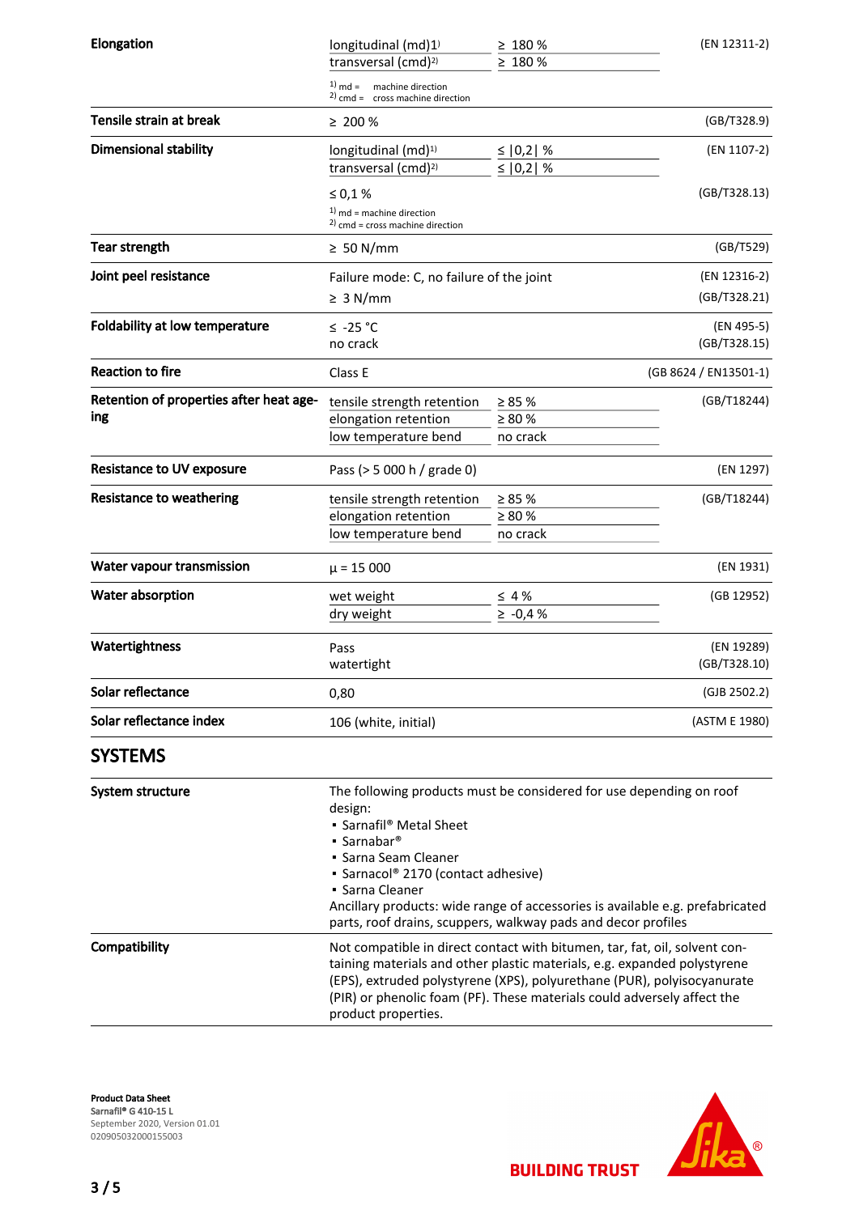| | | |
|---|---|---|
| **Elongation** | longitudinal (md)[1] ≥ 180 %<br>transversal (cmd)[2] ≥ 180 %<br>[1] md = machine direction<br>[2] cmd = cross machine direction | (EN 12311-2) |
| **Tensile strain at break** | ≥ 200 % | (GB/T328.9) |
| **Dimensional stability** | longitudinal (md)[1] ≤ \|0,2\| %<br>transversal (cmd)[2] ≤ \|0,2\| % | (EN 1107-2) |
| | ≤ 0,1 %<br>[1] md = machine direction<br>[2] cmd = cross machine direction | (GB/T328.13) |
| **Tear strength** | ≥ 50 N/mm | (GB/T529) |
| **Joint peel resistance** | Failure mode: C, no failure of the joint | (EN 12316-2) |
| | ≥ 3 N/mm | (GB/T328.21) |
| **Foldability at low temperature** | ≤ -25 °C<br>no crack | (EN 495-5)<br>(GB/T328.15) |
| **Reaction to fire** | Class E | (GB 8624 / EN13501-1) |
| **Retention of properties after heat ageing** | tensile strength retention ≥ 85 %<br>elongation retention ≥ 80 %<br>low temperature bend no crack | (GB/T18244) |
| **Resistance to UV exposure** | Pass (> 5 000 h / grade 0) | (EN 1297) |
| **Resistance to weathering** | tensile strength retention ≥ 85 %<br>elongation retention ≥ 80 %<br>low temperature bend no crack | (GB/T18244) |
| **Water vapour transmission** | μ = 15 000 | (EN 1931) |
| **Water absorption** | wet weight ≤ 4 %<br>dry weight ≥ -0,4 % | (GB 12952) |
| **Watertightness** | Pass<br>watertight | (EN 19289)<br>(GB/T328.10) |
| **Solar reflectance** | 0,80 | (GJB 2502.2) |
| **Solar reflectance index** | 106 (white, initial) | (ASTM E 1980) |

## SYSTEMS

**System structure**

The following products must be considered for use depending on roof design:

- Sarnafil® Metal Sheet
- Sarnabar®
- Sarna Seam Cleaner
- Sarnacol® 2170 (contact adhesive)
- Sarna Cleaner

Ancillary products: wide range of accessories is available e.g. prefabricated parts, roof drains, scuppers, walkway pads and decor profiles

**Compatibility**

Not compatible in direct contact with bitumen, tar, fat, oil, solvent containing materials and other plastic materials, e.g. expanded polystyrene (EPS), extruded polystyrene (XPS), polyurethane (PUR), polyisocyanurate (PIR) or phenolic foam (PF). These materials could adversely affect the product properties.

**Product Data Sheet**
Sarnafil® G 410-15 L
September 2020, Version 01.01
020905032000155003

BUILDING TRUST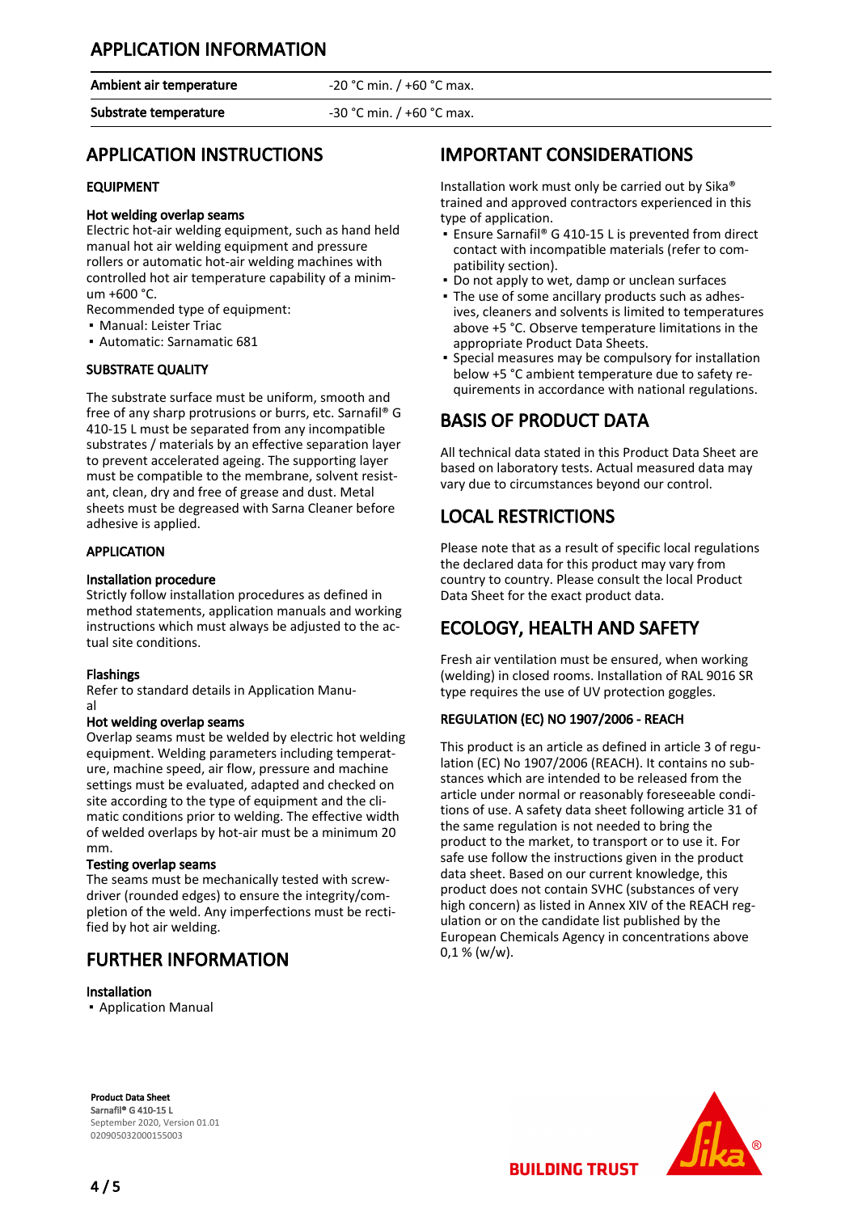## APPLICATION INFORMATION

| | |
|---|---|
| **Ambient air temperature** | -20 °C min. / +60 °C max. |
| **Substrate temperature** | -30 °C min. / +60 °C max. |

## APPLICATION INSTRUCTIONS

### EQUIPMENT

**Hot welding overlap seams**

Electric hot-air welding equipment, such as hand held manual hot air welding equipment and pressure rollers or automatic hot-air welding machines with controlled hot air temperature capability of a minimum +600 °C.

Recommended type of equipment:

- Manual: Leister Triac
- Automatic: Sarnamatic 681

### SUBSTRATE QUALITY

The substrate surface must be uniform, smooth and free of any sharp protrusions or burrs, etc. Sarnafil® G 410-15 L must be separated from any incompatible substrates / materials by an effective separation layer to prevent accelerated ageing. The supporting layer must be compatible to the membrane, solvent resistant, clean, dry and free of grease and dust. Metal sheets must be degreased with Sarna Cleaner before adhesive is applied.

### APPLICATION

**Installation procedure**

Strictly follow installation procedures as defined in method statements, application manuals and working instructions which must always be adjusted to the actual site conditions.

**Flashings**

Refer to standard details in Application Manual

**Hot welding overlap seams**

Overlap seams must be welded by electric hot welding equipment. Welding parameters including temperature, machine speed, air flow, pressure and machine settings must be evaluated, adapted and checked on site according to the type of equipment and the climatic conditions prior to welding. The effective width of welded overlaps by hot-air must be a minimum 20 mm.

**Testing overlap seams**

The seams must be mechanically tested with screwdriver (rounded edges) to ensure the integrity/completion of the weld. Any imperfections must be rectified by hot air welding.

## FURTHER INFORMATION

**Installation**

- Application Manual

## IMPORTANT CONSIDERATIONS

Installation work must only be carried out by Sika® trained and approved contractors experienced in this type of application.

- Ensure Sarnafil® G 410-15 L is prevented from direct contact with incompatible materials (refer to compatibility section).
- Do not apply to wet, damp or unclean surfaces
- The use of some ancillary products such as adhesives, cleaners and solvents is limited to temperatures above +5 °C. Observe temperature limitations in the appropriate Product Data Sheets.
- Special measures may be compulsory for installation below +5 °C ambient temperature due to safety requirements in accordance with national regulations.

## BASIS OF PRODUCT DATA

All technical data stated in this Product Data Sheet are based on laboratory tests. Actual measured data may vary due to circumstances beyond our control.

## LOCAL RESTRICTIONS

Please note that as a result of specific local regulations the declared data for this product may vary from country to country. Please consult the local Product Data Sheet for the exact product data.

## ECOLOGY, HEALTH AND SAFETY

Fresh air ventilation must be ensured, when working (welding) in closed rooms. Installation of RAL 9016 SR type requires the use of UV protection goggles.

### REGULATION (EC) NO 1907/2006 - REACH

This product is an article as defined in article 3 of regulation (EC) No 1907/2006 (REACH). It contains no substances which are intended to be released from the article under normal or reasonably foreseeable conditions of use. A safety data sheet following article 31 of the same regulation is not needed to bring the product to the market, to transport or to use it. For safe use follow the instructions given in the product data sheet. Based on our current knowledge, this product does not contain SVHC (substances of very high concern) as listed in Annex XIV of the REACH regulation or on the candidate list published by the European Chemicals Agency in concentrations above 0,1 % (w/w).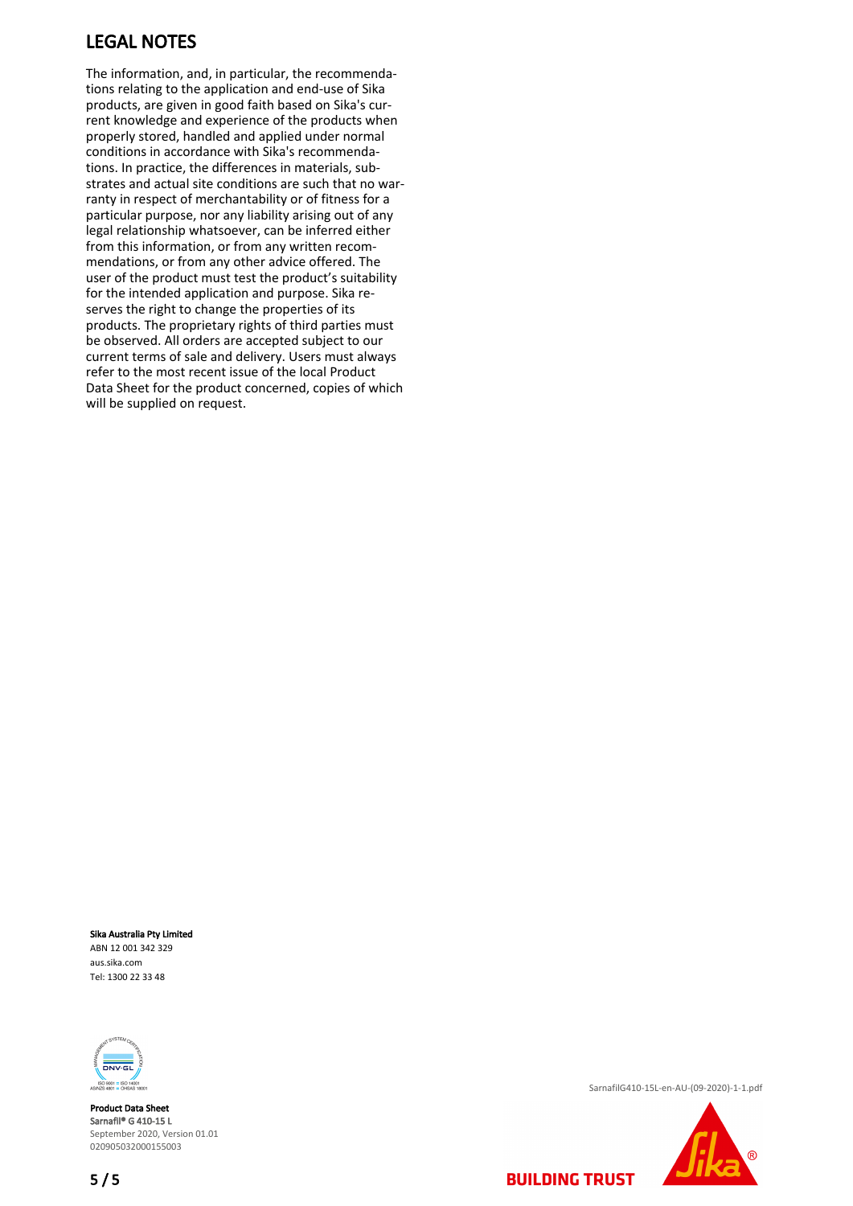## LEGAL NOTES

The information, and, in particular, the recommendations relating to the application and end-use of Sika products, are given in good faith based on Sika's current knowledge and experience of the products when properly stored, handled and applied under normal conditions in accordance with Sika's recommendations. In practice, the differences in materials, substrates and actual site conditions are such that no warranty in respect of merchantability or of fitness for a particular purpose, nor any liability arising out of any legal relationship whatsoever, can be inferred either from this information, or from any written recommendations, or from any other advice offered. The user of the product must test the product's suitability for the intended application and purpose. Sika reserves the right to change the properties of its products. The proprietary rights of third parties must be observed. All orders are accepted subject to our current terms of sale and delivery. Users must always refer to the most recent issue of the local Product Data Sheet for the product concerned, copies of which will be supplied on request.

**Sika Australia Pty Limited**
ABN 12 001 342 329
aus.sika.com
Tel: 1300 22 33 48